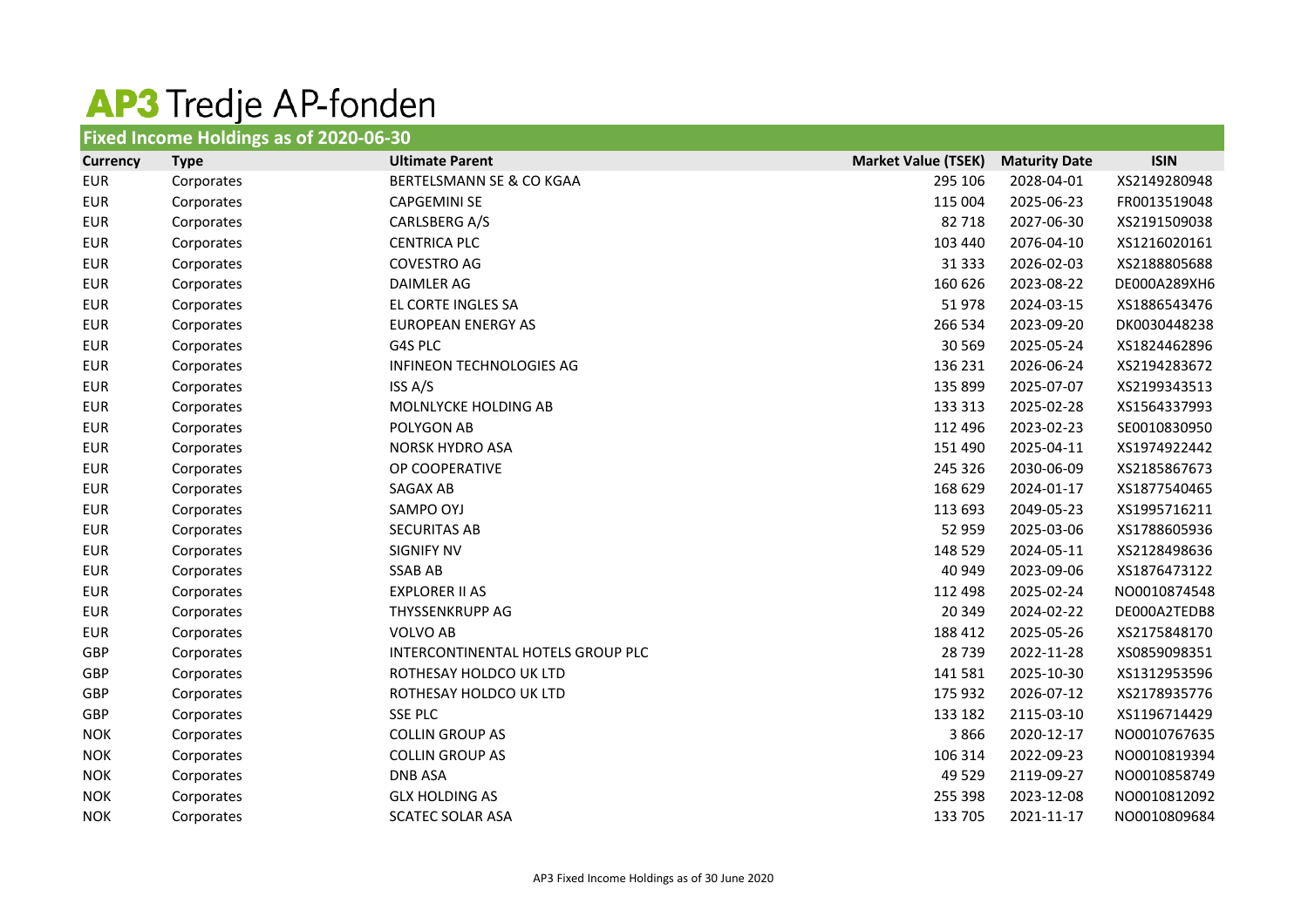# AP3 Tredje AP-fonden

## Fixed Income Holdings as of 2020-06-30

| Currency | Type | Ultimate Parent | Market Value (TSEK) | Maturity Date | ISIN |
|---|---|---|---|---|---|
| EUR | Corporates | BERTELSMANN SE & CO KGAA | 295 106 | 2028-04-01 | XS2149280948 |
| EUR | Corporates | CAPGEMINI SE | 115 004 | 2025-06-23 | FR0013519048 |
| EUR | Corporates | CARLSBERG A/S | 82 718 | 2027-06-30 | XS2191509038 |
| EUR | Corporates | CENTRICA PLC | 103 440 | 2076-04-10 | XS1216020161 |
| EUR | Corporates | COVESTRO AG | 31 333 | 2026-02-03 | XS2188805688 |
| EUR | Corporates | DAIMLER AG | 160 626 | 2023-08-22 | DE000A289XH6 |
| EUR | Corporates | EL CORTE INGLES SA | 51 978 | 2024-03-15 | XS1886543476 |
| EUR | Corporates | EUROPEAN ENERGY AS | 266 534 | 2023-09-20 | DK0030448238 |
| EUR | Corporates | G4S PLC | 30 569 | 2025-05-24 | XS1824462896 |
| EUR | Corporates | INFINEON TECHNOLOGIES AG | 136 231 | 2026-06-24 | XS2194283672 |
| EUR | Corporates | ISS A/S | 135 899 | 2025-07-07 | XS2199343513 |
| EUR | Corporates | MOLNLYCKE HOLDING AB | 133 313 | 2025-02-28 | XS1564337993 |
| EUR | Corporates | POLYGON AB | 112 496 | 2023-02-23 | SE0010830950 |
| EUR | Corporates | NORSK HYDRO ASA | 151 490 | 2025-04-11 | XS1974922442 |
| EUR | Corporates | OP COOPERATIVE | 245 326 | 2030-06-09 | XS2185867673 |
| EUR | Corporates | SAGAX AB | 168 629 | 2024-01-17 | XS1877540465 |
| EUR | Corporates | SAMPO OYJ | 113 693 | 2049-05-23 | XS1995716211 |
| EUR | Corporates | SECURITAS AB | 52 959 | 2025-03-06 | XS1788605936 |
| EUR | Corporates | SIGNIFY NV | 148 529 | 2024-05-11 | XS2128498636 |
| EUR | Corporates | SSAB AB | 40 949 | 2023-09-06 | XS1876473122 |
| EUR | Corporates | EXPLORER II AS | 112 498 | 2025-02-24 | NO0010874548 |
| EUR | Corporates | THYSSENKRUPP AG | 20 349 | 2024-02-22 | DE000A2TEDB8 |
| EUR | Corporates | VOLVO AB | 188 412 | 2025-05-26 | XS2175848170 |
| GBP | Corporates | INTERCONTINENTAL HOTELS GROUP PLC | 28 739 | 2022-11-28 | XS0859098351 |
| GBP | Corporates | ROTHESAY HOLDCO UK LTD | 141 581 | 2025-10-30 | XS1312953596 |
| GBP | Corporates | ROTHESAY HOLDCO UK LTD | 175 932 | 2026-07-12 | XS2178935776 |
| GBP | Corporates | SSE PLC | 133 182 | 2115-03-10 | XS1196714429 |
| NOK | Corporates | COLLIN GROUP AS | 3 866 | 2020-12-17 | NO0010767635 |
| NOK | Corporates | COLLIN GROUP AS | 106 314 | 2022-09-23 | NO0010819394 |
| NOK | Corporates | DNB ASA | 49 529 | 2119-09-27 | NO0010858749 |
| NOK | Corporates | GLX HOLDING AS | 255 398 | 2023-12-08 | NO0010812092 |
| NOK | Corporates | SCATEC SOLAR ASA | 133 705 | 2021-11-17 | NO0010809684 |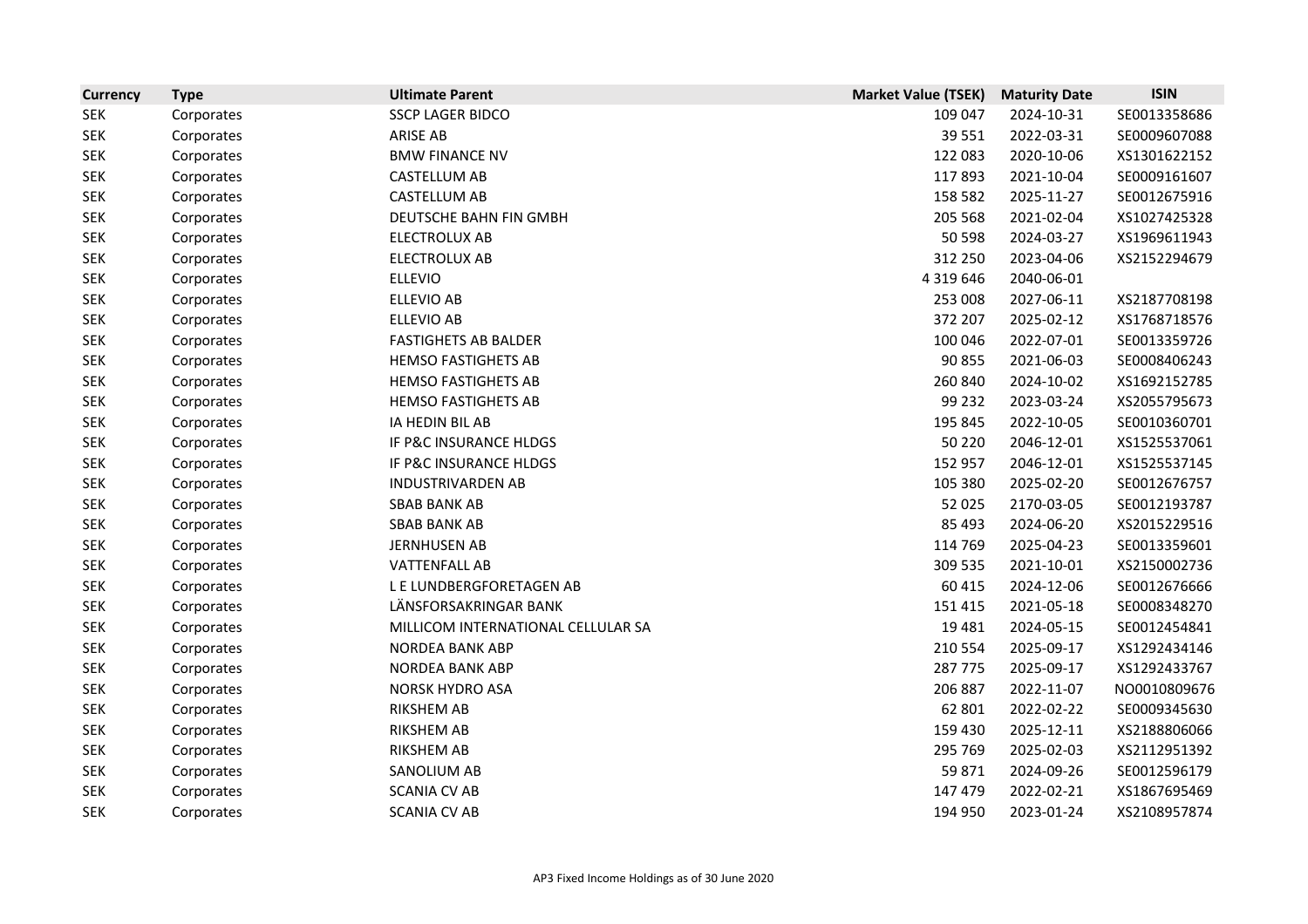| Currency | Type | Ultimate Parent | Market Value (TSEK) | Maturity Date | ISIN |
|---|---|---|---|---|---|
| SEK | Corporates | SSCP LAGER BIDCO | 109 047 | 2024-10-31 | SE0013358686 |
| SEK | Corporates | ARISE AB | 39 551 | 2022-03-31 | SE0009607088 |
| SEK | Corporates | BMW FINANCE NV | 122 083 | 2020-10-06 | XS1301622152 |
| SEK | Corporates | CASTELLUM AB | 117 893 | 2021-10-04 | SE0009161607 |
| SEK | Corporates | CASTELLUM AB | 158 582 | 2025-11-27 | SE0012675916 |
| SEK | Corporates | DEUTSCHE BAHN FIN GMBH | 205 568 | 2021-02-04 | XS1027425328 |
| SEK | Corporates | ELECTROLUX AB | 50 598 | 2024-03-27 | XS1969611943 |
| SEK | Corporates | ELECTROLUX AB | 312 250 | 2023-04-06 | XS2152294679 |
| SEK | Corporates | ELLEVIO | 4 319 646 | 2040-06-01 | |
| SEK | Corporates | ELLEVIO AB | 253 008 | 2027-06-11 | XS2187708198 |
| SEK | Corporates | ELLEVIO AB | 372 207 | 2025-02-12 | XS1768718576 |
| SEK | Corporates | FASTIGHETS AB BALDER | 100 046 | 2022-07-01 | SE0013359726 |
| SEK | Corporates | HEMSO FASTIGHETS AB | 90 855 | 2021-06-03 | SE0008406243 |
| SEK | Corporates | HEMSO FASTIGHETS AB | 260 840 | 2024-10-02 | XS1692152785 |
| SEK | Corporates | HEMSO FASTIGHETS AB | 99 232 | 2023-03-24 | XS2055795673 |
| SEK | Corporates | IA HEDIN BIL AB | 195 845 | 2022-10-05 | SE0010360701 |
| SEK | Corporates | IF P&C INSURANCE HLDGS | 50 220 | 2046-12-01 | XS1525537061 |
| SEK | Corporates | IF P&C INSURANCE HLDGS | 152 957 | 2046-12-01 | XS1525537145 |
| SEK | Corporates | INDUSTRIVARDEN AB | 105 380 | 2025-02-20 | SE0012676757 |
| SEK | Corporates | SBAB BANK AB | 52 025 | 2170-03-05 | SE0012193787 |
| SEK | Corporates | SBAB BANK AB | 85 493 | 2024-06-20 | XS2015229516 |
| SEK | Corporates | JERNHUSEN AB | 114 769 | 2025-04-23 | SE0013359601 |
| SEK | Corporates | VATTENFALL AB | 309 535 | 2021-10-01 | XS2150002736 |
| SEK | Corporates | L E LUNDBERGFORETAGEN AB | 60 415 | 2024-12-06 | SE0012676666 |
| SEK | Corporates | LÄNSFORSAKRINGAR BANK | 151 415 | 2021-05-18 | SE0008348270 |
| SEK | Corporates | MILLICOM INTERNATIONAL CELLULAR SA | 19 481 | 2024-05-15 | SE0012454841 |
| SEK | Corporates | NORDEA BANK ABP | 210 554 | 2025-09-17 | XS1292434146 |
| SEK | Corporates | NORDEA BANK ABP | 287 775 | 2025-09-17 | XS1292433767 |
| SEK | Corporates | NORSK HYDRO ASA | 206 887 | 2022-11-07 | NO0010809676 |
| SEK | Corporates | RIKSHEM AB | 62 801 | 2022-02-22 | SE0009345630 |
| SEK | Corporates | RIKSHEM AB | 159 430 | 2025-12-11 | XS2188806066 |
| SEK | Corporates | RIKSHEM AB | 295 769 | 2025-02-03 | XS2112951392 |
| SEK | Corporates | SANOLIUM AB | 59 871 | 2024-09-26 | SE0012596179 |
| SEK | Corporates | SCANIA CV AB | 147 479 | 2022-02-21 | XS1867695469 |
| SEK | Corporates | SCANIA CV AB | 194 950 | 2023-01-24 | XS2108957874 |

AP3 Fixed Income Holdings as of 30 June 2020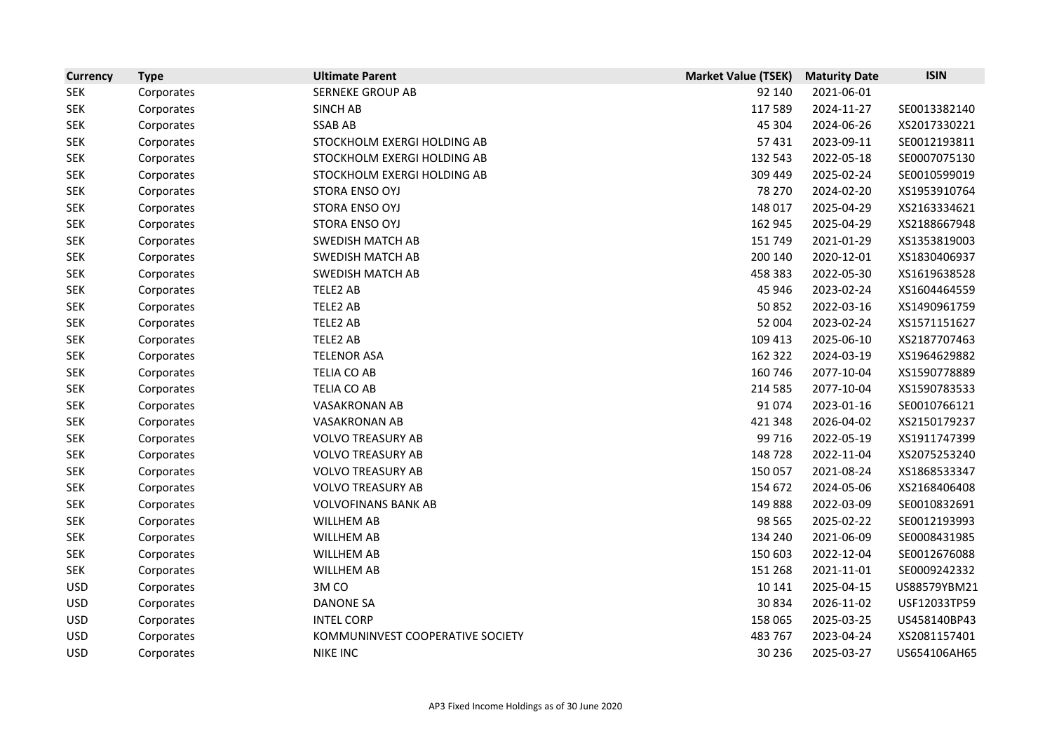| Currency | Type | Ultimate Parent | Market Value (TSEK) | Maturity Date | ISIN |
|---|---|---|---|---|---|
| SEK | Corporates | SERNEKE GROUP AB | 92 140 | 2021-06-01 | |
| SEK | Corporates | SINCH AB | 117 589 | 2024-11-27 | SE0013382140 |
| SEK | Corporates | SSAB AB | 45 304 | 2024-06-26 | XS2017330221 |
| SEK | Corporates | STOCKHOLM EXERGI HOLDING AB | 57 431 | 2023-09-11 | SE0012193811 |
| SEK | Corporates | STOCKHOLM EXERGI HOLDING AB | 132 543 | 2022-05-18 | SE0007075130 |
| SEK | Corporates | STOCKHOLM EXERGI HOLDING AB | 309 449 | 2025-02-24 | SE0010599019 |
| SEK | Corporates | STORA ENSO OYJ | 78 270 | 2024-02-20 | XS1953910764 |
| SEK | Corporates | STORA ENSO OYJ | 148 017 | 2025-04-29 | XS2163334621 |
| SEK | Corporates | STORA ENSO OYJ | 162 945 | 2025-04-29 | XS2188667948 |
| SEK | Corporates | SWEDISH MATCH AB | 151 749 | 2021-01-29 | XS1353819003 |
| SEK | Corporates | SWEDISH MATCH AB | 200 140 | 2020-12-01 | XS1830406937 |
| SEK | Corporates | SWEDISH MATCH AB | 458 383 | 2022-05-30 | XS1619638528 |
| SEK | Corporates | TELE2 AB | 45 946 | 2023-02-24 | XS1604464559 |
| SEK | Corporates | TELE2 AB | 50 852 | 2022-03-16 | XS1490961759 |
| SEK | Corporates | TELE2 AB | 52 004 | 2023-02-24 | XS1571151627 |
| SEK | Corporates | TELE2 AB | 109 413 | 2025-06-10 | XS2187707463 |
| SEK | Corporates | TELENOR ASA | 162 322 | 2024-03-19 | XS1964629882 |
| SEK | Corporates | TELIA CO AB | 160 746 | 2077-10-04 | XS1590778889 |
| SEK | Corporates | TELIA CO AB | 214 585 | 2077-10-04 | XS1590783533 |
| SEK | Corporates | VASAKRONAN AB | 91 074 | 2023-01-16 | SE0010766121 |
| SEK | Corporates | VASAKRONAN AB | 421 348 | 2026-04-02 | XS2150179237 |
| SEK | Corporates | VOLVO TREASURY AB | 99 716 | 2022-05-19 | XS1911747399 |
| SEK | Corporates | VOLVO TREASURY AB | 148 728 | 2022-11-04 | XS2075253240 |
| SEK | Corporates | VOLVO TREASURY AB | 150 057 | 2021-08-24 | XS1868533347 |
| SEK | Corporates | VOLVO TREASURY AB | 154 672 | 2024-05-06 | XS2168406408 |
| SEK | Corporates | VOLVOFINANS BANK AB | 149 888 | 2022-03-09 | SE0010832691 |
| SEK | Corporates | WILLHEM AB | 98 565 | 2025-02-22 | SE0012193993 |
| SEK | Corporates | WILLHEM AB | 134 240 | 2021-06-09 | SE0008431985 |
| SEK | Corporates | WILLHEM AB | 150 603 | 2022-12-04 | SE0012676088 |
| SEK | Corporates | WILLHEM AB | 151 268 | 2021-11-01 | SE0009242332 |
| USD | Corporates | 3M CO | 10 141 | 2025-04-15 | US88579YBM21 |
| USD | Corporates | DANONE SA | 30 834 | 2026-11-02 | USF12033TP59 |
| USD | Corporates | INTEL CORP | 158 065 | 2025-03-25 | US458140BP43 |
| USD | Corporates | KOMMUNINVEST COOPERATIVE SOCIETY | 483 767 | 2023-04-24 | XS2081157401 |
| USD | Corporates | NIKE INC | 30 236 | 2025-03-27 | US654106AH65 |

AP3 Fixed Income Holdings as of 30 June 2020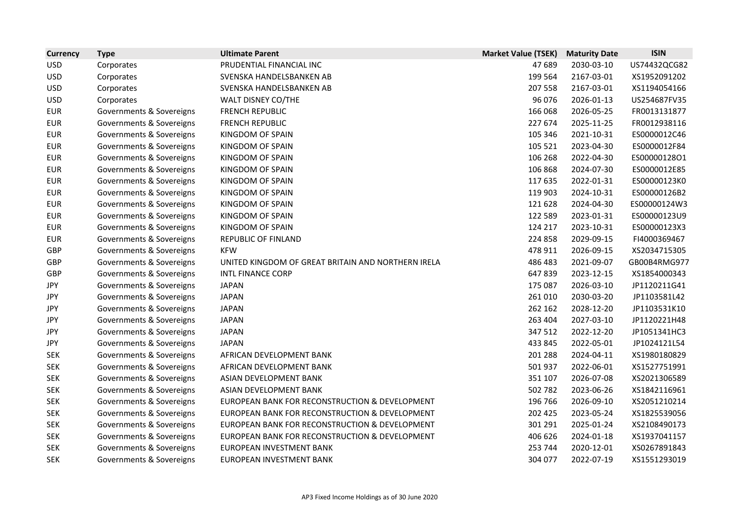| Currency | Type | Ultimate Parent | Market Value (TSEK) | Maturity Date | ISIN |
|---|---|---|---|---|---|
| USD | Corporates | PRUDENTIAL FINANCIAL INC | 47 689 | 2030-03-10 | US74432QCG82 |
| USD | Corporates | SVENSKA HANDELSBANKEN AB | 199 564 | 2167-03-01 | XS1952091202 |
| USD | Corporates | SVENSKA HANDELSBANKEN AB | 207 558 | 2167-03-01 | XS1194054166 |
| USD | Corporates | WALT DISNEY CO/THE | 96 076 | 2026-01-13 | US254687FV35 |
| EUR | Governments & Sovereigns | FRENCH REPUBLIC | 166 068 | 2026-05-25 | FR0013131877 |
| EUR | Governments & Sovereigns | FRENCH REPUBLIC | 227 674 | 2025-11-25 | FR0012938116 |
| EUR | Governments & Sovereigns | KINGDOM OF SPAIN | 105 346 | 2021-10-31 | ES0000012C46 |
| EUR | Governments & Sovereigns | KINGDOM OF SPAIN | 105 521 | 2023-04-30 | ES0000012F84 |
| EUR | Governments & Sovereigns | KINGDOM OF SPAIN | 106 268 | 2022-04-30 | ES00000128O1 |
| EUR | Governments & Sovereigns | KINGDOM OF SPAIN | 106 868 | 2024-07-30 | ES0000012E85 |
| EUR | Governments & Sovereigns | KINGDOM OF SPAIN | 117 635 | 2022-01-31 | ES00000123K0 |
| EUR | Governments & Sovereigns | KINGDOM OF SPAIN | 119 903 | 2024-10-31 | ES00000126B2 |
| EUR | Governments & Sovereigns | KINGDOM OF SPAIN | 121 628 | 2024-04-30 | ES00000124W3 |
| EUR | Governments & Sovereigns | KINGDOM OF SPAIN | 122 589 | 2023-01-31 | ES00000123U9 |
| EUR | Governments & Sovereigns | KINGDOM OF SPAIN | 124 217 | 2023-10-31 | ES00000123X3 |
| EUR | Governments & Sovereigns | REPUBLIC OF FINLAND | 224 858 | 2029-09-15 | FI4000369467 |
| GBP | Governments & Sovereigns | KFW | 478 911 | 2026-09-15 | XS2034715305 |
| GBP | Governments & Sovereigns | UNITED KINGDOM OF GREAT BRITAIN AND NORTHERN IRELA | 486 483 | 2021-09-07 | GB00B4RMG977 |
| GBP | Governments & Sovereigns | INTL FINANCE CORP | 647 839 | 2023-12-15 | XS1854000343 |
| JPY | Governments & Sovereigns | JAPAN | 175 087 | 2026-03-10 | JP1120211G41 |
| JPY | Governments & Sovereigns | JAPAN | 261 010 | 2030-03-20 | JP1103581L42 |
| JPY | Governments & Sovereigns | JAPAN | 262 162 | 2028-12-20 | JP1103531K10 |
| JPY | Governments & Sovereigns | JAPAN | 263 404 | 2027-03-10 | JP1120221H48 |
| JPY | Governments & Sovereigns | JAPAN | 347 512 | 2022-12-20 | JP1051341HC3 |
| JPY | Governments & Sovereigns | JAPAN | 433 845 | 2022-05-01 | JP1024121L54 |
| SEK | Governments & Sovereigns | AFRICAN DEVELOPMENT BANK | 201 288 | 2024-04-11 | XS1980180829 |
| SEK | Governments & Sovereigns | AFRICAN DEVELOPMENT BANK | 501 937 | 2022-06-01 | XS1527751991 |
| SEK | Governments & Sovereigns | ASIAN DEVELOPMENT BANK | 351 107 | 2026-07-08 | XS2021306589 |
| SEK | Governments & Sovereigns | ASIAN DEVELOPMENT BANK | 502 782 | 2023-06-26 | XS1842116961 |
| SEK | Governments & Sovereigns | EUROPEAN BANK FOR RECONSTRUCTION & DEVELOPMENT | 196 766 | 2026-09-10 | XS2051210214 |
| SEK | Governments & Sovereigns | EUROPEAN BANK FOR RECONSTRUCTION & DEVELOPMENT | 202 425 | 2023-05-24 | XS1825539056 |
| SEK | Governments & Sovereigns | EUROPEAN BANK FOR RECONSTRUCTION & DEVELOPMENT | 301 291 | 2025-01-24 | XS2108490173 |
| SEK | Governments & Sovereigns | EUROPEAN BANK FOR RECONSTRUCTION & DEVELOPMENT | 406 626 | 2024-01-18 | XS1937041157 |
| SEK | Governments & Sovereigns | EUROPEAN INVESTMENT BANK | 253 744 | 2020-12-01 | XS0267891843 |
| SEK | Governments & Sovereigns | EUROPEAN INVESTMENT BANK | 304 077 | 2022-07-19 | XS1551293019 |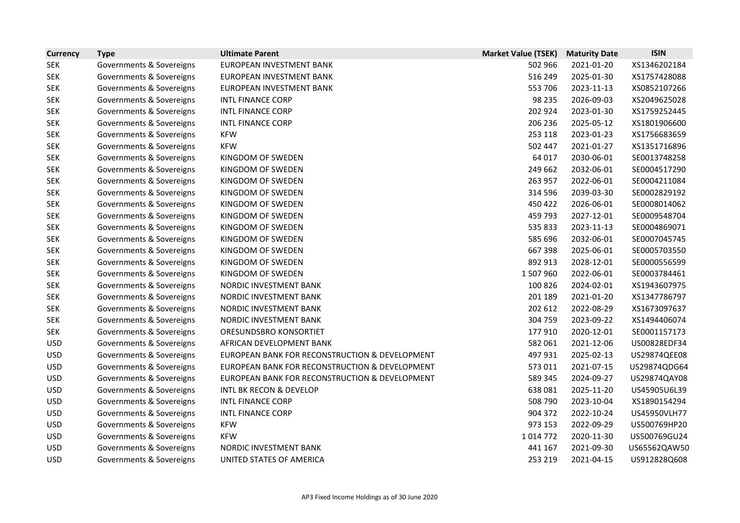| Currency | Type | Ultimate Parent | Market Value (TSEK) | Maturity Date | ISIN |
|---|---|---|---|---|---|
| SEK | Governments & Sovereigns | EUROPEAN INVESTMENT BANK | 502 966 | 2021-01-20 | XS1346202184 |
| SEK | Governments & Sovereigns | EUROPEAN INVESTMENT BANK | 516 249 | 2025-01-30 | XS1757428088 |
| SEK | Governments & Sovereigns | EUROPEAN INVESTMENT BANK | 553 706 | 2023-11-13 | XS0852107266 |
| SEK | Governments & Sovereigns | INTL FINANCE CORP | 98 235 | 2026-09-03 | XS2049625028 |
| SEK | Governments & Sovereigns | INTL FINANCE CORP | 202 924 | 2023-01-30 | XS1759252445 |
| SEK | Governments & Sovereigns | INTL FINANCE CORP | 206 236 | 2025-05-12 | XS1801906600 |
| SEK | Governments & Sovereigns | KFW | 253 118 | 2023-01-23 | XS1756683659 |
| SEK | Governments & Sovereigns | KFW | 502 447 | 2021-01-27 | XS1351716896 |
| SEK | Governments & Sovereigns | KINGDOM OF SWEDEN | 64 017 | 2030-06-01 | SE0013748258 |
| SEK | Governments & Sovereigns | KINGDOM OF SWEDEN | 249 662 | 2032-06-01 | SE0004517290 |
| SEK | Governments & Sovereigns | KINGDOM OF SWEDEN | 263 957 | 2022-06-01 | SE0004211084 |
| SEK | Governments & Sovereigns | KINGDOM OF SWEDEN | 314 596 | 2039-03-30 | SE0002829192 |
| SEK | Governments & Sovereigns | KINGDOM OF SWEDEN | 450 422 | 2026-06-01 | SE0008014062 |
| SEK | Governments & Sovereigns | KINGDOM OF SWEDEN | 459 793 | 2027-12-01 | SE0009548704 |
| SEK | Governments & Sovereigns | KINGDOM OF SWEDEN | 535 833 | 2023-11-13 | SE0004869071 |
| SEK | Governments & Sovereigns | KINGDOM OF SWEDEN | 585 696 | 2032-06-01 | SE0007045745 |
| SEK | Governments & Sovereigns | KINGDOM OF SWEDEN | 667 398 | 2025-06-01 | SE0005703550 |
| SEK | Governments & Sovereigns | KINGDOM OF SWEDEN | 892 913 | 2028-12-01 | SE0000556599 |
| SEK | Governments & Sovereigns | KINGDOM OF SWEDEN | 1 507 960 | 2022-06-01 | SE0003784461 |
| SEK | Governments & Sovereigns | NORDIC INVESTMENT BANK | 100 826 | 2024-02-01 | XS1943607975 |
| SEK | Governments & Sovereigns | NORDIC INVESTMENT BANK | 201 189 | 2021-01-20 | XS1347786797 |
| SEK | Governments & Sovereigns | NORDIC INVESTMENT BANK | 202 612 | 2022-08-29 | XS1673097637 |
| SEK | Governments & Sovereigns | NORDIC INVESTMENT BANK | 304 759 | 2023-09-22 | XS1494406074 |
| SEK | Governments & Sovereigns | ORESUNDSBRO KONSORTIET | 177 910 | 2020-12-01 | SE0001157173 |
| USD | Governments & Sovereigns | AFRICAN DEVELOPMENT BANK | 582 061 | 2021-12-06 | US00828EDF34 |
| USD | Governments & Sovereigns | EUROPEAN BANK FOR RECONSTRUCTION & DEVELOPMENT | 497 931 | 2025-02-13 | US29874QEE08 |
| USD | Governments & Sovereigns | EUROPEAN BANK FOR RECONSTRUCTION & DEVELOPMENT | 573 011 | 2021-07-15 | US29874QDG64 |
| USD | Governments & Sovereigns | EUROPEAN BANK FOR RECONSTRUCTION & DEVELOPMENT | 589 345 | 2024-09-27 | US29874QAY08 |
| USD | Governments & Sovereigns | INTL BK RECON & DEVELOP | 638 081 | 2025-11-20 | US45905U6L39 |
| USD | Governments & Sovereigns | INTL FINANCE CORP | 508 790 | 2023-10-04 | XS1890154294 |
| USD | Governments & Sovereigns | INTL FINANCE CORP | 904 372 | 2022-10-24 | US45950VLH77 |
| USD | Governments & Sovereigns | KFW | 973 153 | 2022-09-29 | US500769HP20 |
| USD | Governments & Sovereigns | KFW | 1 014 772 | 2020-11-30 | US500769GU24 |
| USD | Governments & Sovereigns | NORDIC INVESTMENT BANK | 441 167 | 2021-09-30 | US65562QAW50 |
| USD | Governments & Sovereigns | UNITED STATES OF AMERICA | 253 219 | 2021-04-15 | US912828Q608 |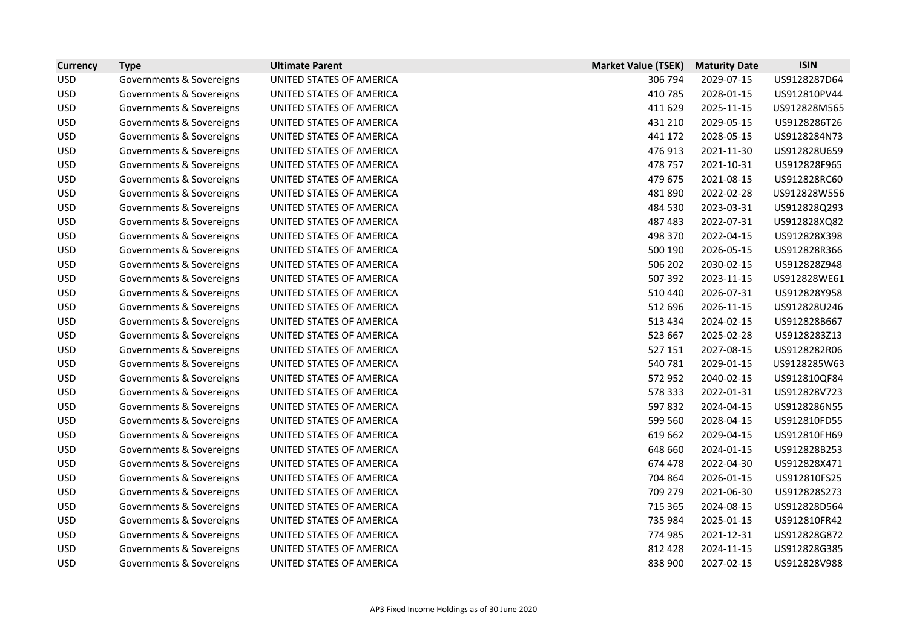| Currency | Type | Ultimate Parent | Market Value (TSEK) | Maturity Date | ISIN |
|---|---|---|---|---|---|
| USD | Governments & Sovereigns | UNITED STATES OF AMERICA | 306 794 | 2029-07-15 | US9128287D64 |
| USD | Governments & Sovereigns | UNITED STATES OF AMERICA | 410 785 | 2028-01-15 | US912810PV44 |
| USD | Governments & Sovereigns | UNITED STATES OF AMERICA | 411 629 | 2025-11-15 | US912828M565 |
| USD | Governments & Sovereigns | UNITED STATES OF AMERICA | 431 210 | 2029-05-15 | US9128286T26 |
| USD | Governments & Sovereigns | UNITED STATES OF AMERICA | 441 172 | 2028-05-15 | US9128284N73 |
| USD | Governments & Sovereigns | UNITED STATES OF AMERICA | 476 913 | 2021-11-30 | US912828U659 |
| USD | Governments & Sovereigns | UNITED STATES OF AMERICA | 478 757 | 2021-10-31 | US912828F965 |
| USD | Governments & Sovereigns | UNITED STATES OF AMERICA | 479 675 | 2021-08-15 | US912828RC60 |
| USD | Governments & Sovereigns | UNITED STATES OF AMERICA | 481 890 | 2022-02-28 | US912828W556 |
| USD | Governments & Sovereigns | UNITED STATES OF AMERICA | 484 530 | 2023-03-31 | US912828Q293 |
| USD | Governments & Sovereigns | UNITED STATES OF AMERICA | 487 483 | 2022-07-31 | US912828XQ82 |
| USD | Governments & Sovereigns | UNITED STATES OF AMERICA | 498 370 | 2022-04-15 | US912828X398 |
| USD | Governments & Sovereigns | UNITED STATES OF AMERICA | 500 190 | 2026-05-15 | US912828R366 |
| USD | Governments & Sovereigns | UNITED STATES OF AMERICA | 506 202 | 2030-02-15 | US912828Z948 |
| USD | Governments & Sovereigns | UNITED STATES OF AMERICA | 507 392 | 2023-11-15 | US912828WE61 |
| USD | Governments & Sovereigns | UNITED STATES OF AMERICA | 510 440 | 2026-07-31 | US912828Y958 |
| USD | Governments & Sovereigns | UNITED STATES OF AMERICA | 512 696 | 2026-11-15 | US912828U246 |
| USD | Governments & Sovereigns | UNITED STATES OF AMERICA | 513 434 | 2024-02-15 | US912828B667 |
| USD | Governments & Sovereigns | UNITED STATES OF AMERICA | 523 667 | 2025-02-28 | US9128283Z13 |
| USD | Governments & Sovereigns | UNITED STATES OF AMERICA | 527 151 | 2027-08-15 | US9128282R06 |
| USD | Governments & Sovereigns | UNITED STATES OF AMERICA | 540 781 | 2029-01-15 | US9128285W63 |
| USD | Governments & Sovereigns | UNITED STATES OF AMERICA | 572 952 | 2040-02-15 | US912810QF84 |
| USD | Governments & Sovereigns | UNITED STATES OF AMERICA | 578 333 | 2022-01-31 | US912828V723 |
| USD | Governments & Sovereigns | UNITED STATES OF AMERICA | 597 832 | 2024-04-15 | US9128286N55 |
| USD | Governments & Sovereigns | UNITED STATES OF AMERICA | 599 560 | 2028-04-15 | US912810FD55 |
| USD | Governments & Sovereigns | UNITED STATES OF AMERICA | 619 662 | 2029-04-15 | US912810FH69 |
| USD | Governments & Sovereigns | UNITED STATES OF AMERICA | 648 660 | 2024-01-15 | US912828B253 |
| USD | Governments & Sovereigns | UNITED STATES OF AMERICA | 674 478 | 2022-04-30 | US912828X471 |
| USD | Governments & Sovereigns | UNITED STATES OF AMERICA | 704 864 | 2026-01-15 | US912810FS25 |
| USD | Governments & Sovereigns | UNITED STATES OF AMERICA | 709 279 | 2021-06-30 | US912828S273 |
| USD | Governments & Sovereigns | UNITED STATES OF AMERICA | 715 365 | 2024-08-15 | US912828D564 |
| USD | Governments & Sovereigns | UNITED STATES OF AMERICA | 735 984 | 2025-01-15 | US912810FR42 |
| USD | Governments & Sovereigns | UNITED STATES OF AMERICA | 774 985 | 2021-12-31 | US912828G872 |
| USD | Governments & Sovereigns | UNITED STATES OF AMERICA | 812 428 | 2024-11-15 | US912828G385 |
| USD | Governments & Sovereigns | UNITED STATES OF AMERICA | 838 900 | 2027-02-15 | US912828V988 |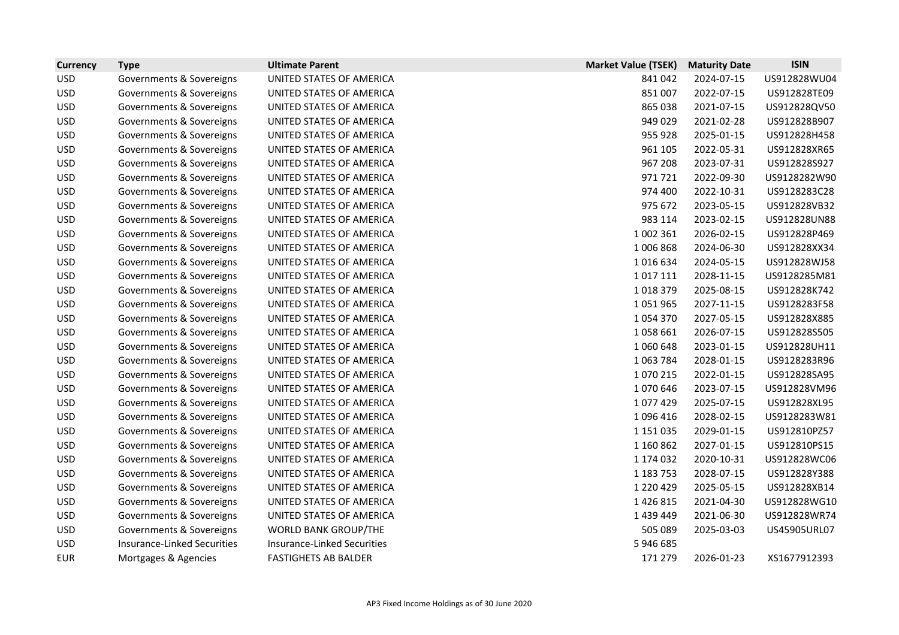| Currency | Type | Ultimate Parent | Market Value (TSEK) | Maturity Date | ISIN |
|---|---|---|---|---|---|
| USD | Governments & Sovereigns | UNITED STATES OF AMERICA | 841 042 | 2024-07-15 | US912828WU04 |
| USD | Governments & Sovereigns | UNITED STATES OF AMERICA | 851 007 | 2022-07-15 | US912828TE09 |
| USD | Governments & Sovereigns | UNITED STATES OF AMERICA | 865 038 | 2021-07-15 | US912828QV50 |
| USD | Governments & Sovereigns | UNITED STATES OF AMERICA | 949 029 | 2021-02-28 | US912828B907 |
| USD | Governments & Sovereigns | UNITED STATES OF AMERICA | 955 928 | 2025-01-15 | US912828H458 |
| USD | Governments & Sovereigns | UNITED STATES OF AMERICA | 961 105 | 2022-05-31 | US912828XR65 |
| USD | Governments & Sovereigns | UNITED STATES OF AMERICA | 967 208 | 2023-07-31 | US912828S927 |
| USD | Governments & Sovereigns | UNITED STATES OF AMERICA | 971 721 | 2022-09-30 | US9128282W90 |
| USD | Governments & Sovereigns | UNITED STATES OF AMERICA | 974 400 | 2022-10-31 | US9128283C28 |
| USD | Governments & Sovereigns | UNITED STATES OF AMERICA | 975 672 | 2023-05-15 | US912828VB32 |
| USD | Governments & Sovereigns | UNITED STATES OF AMERICA | 983 114 | 2023-02-15 | US912828UN88 |
| USD | Governments & Sovereigns | UNITED STATES OF AMERICA | 1 002 361 | 2026-02-15 | US912828P469 |
| USD | Governments & Sovereigns | UNITED STATES OF AMERICA | 1 006 868 | 2024-06-30 | US912828XX34 |
| USD | Governments & Sovereigns | UNITED STATES OF AMERICA | 1 016 634 | 2024-05-15 | US912828WJ58 |
| USD | Governments & Sovereigns | UNITED STATES OF AMERICA | 1 017 111 | 2028-11-15 | US9128285M81 |
| USD | Governments & Sovereigns | UNITED STATES OF AMERICA | 1 018 379 | 2025-08-15 | US912828K742 |
| USD | Governments & Sovereigns | UNITED STATES OF AMERICA | 1 051 965 | 2027-11-15 | US9128283F58 |
| USD | Governments & Sovereigns | UNITED STATES OF AMERICA | 1 054 370 | 2027-05-15 | US912828X885 |
| USD | Governments & Sovereigns | UNITED STATES OF AMERICA | 1 058 661 | 2026-07-15 | US912828S505 |
| USD | Governments & Sovereigns | UNITED STATES OF AMERICA | 1 060 648 | 2023-01-15 | US912828UH11 |
| USD | Governments & Sovereigns | UNITED STATES OF AMERICA | 1 063 784 | 2028-01-15 | US9128283R96 |
| USD | Governments & Sovereigns | UNITED STATES OF AMERICA | 1 070 215 | 2022-01-15 | US912828SA95 |
| USD | Governments & Sovereigns | UNITED STATES OF AMERICA | 1 070 646 | 2023-07-15 | US912828VM96 |
| USD | Governments & Sovereigns | UNITED STATES OF AMERICA | 1 077 429 | 2025-07-15 | US912828XL95 |
| USD | Governments & Sovereigns | UNITED STATES OF AMERICA | 1 096 416 | 2028-02-15 | US9128283W81 |
| USD | Governments & Sovereigns | UNITED STATES OF AMERICA | 1 151 035 | 2029-01-15 | US912810PZ57 |
| USD | Governments & Sovereigns | UNITED STATES OF AMERICA | 1 160 862 | 2027-01-15 | US912810PS15 |
| USD | Governments & Sovereigns | UNITED STATES OF AMERICA | 1 174 032 | 2020-10-31 | US912828WC06 |
| USD | Governments & Sovereigns | UNITED STATES OF AMERICA | 1 183 753 | 2028-07-15 | US912828Y388 |
| USD | Governments & Sovereigns | UNITED STATES OF AMERICA | 1 220 429 | 2025-05-15 | US912828XB14 |
| USD | Governments & Sovereigns | UNITED STATES OF AMERICA | 1 426 815 | 2021-04-30 | US912828WG10 |
| USD | Governments & Sovereigns | UNITED STATES OF AMERICA | 1 439 449 | 2021-06-30 | US912828WR74 |
| USD | Governments & Sovereigns | WORLD BANK GROUP/THE | 505 089 | 2025-03-03 | US45905URL07 |
| USD | Insurance-Linked Securities | Insurance-Linked Securities | 5 946 685 | | |
| EUR | Mortgages & Agencies | FASTIGHETS AB BALDER | 171 279 | 2026-01-23 | XS1677912393 |

AP3 Fixed Income Holdings as of 30 June 2020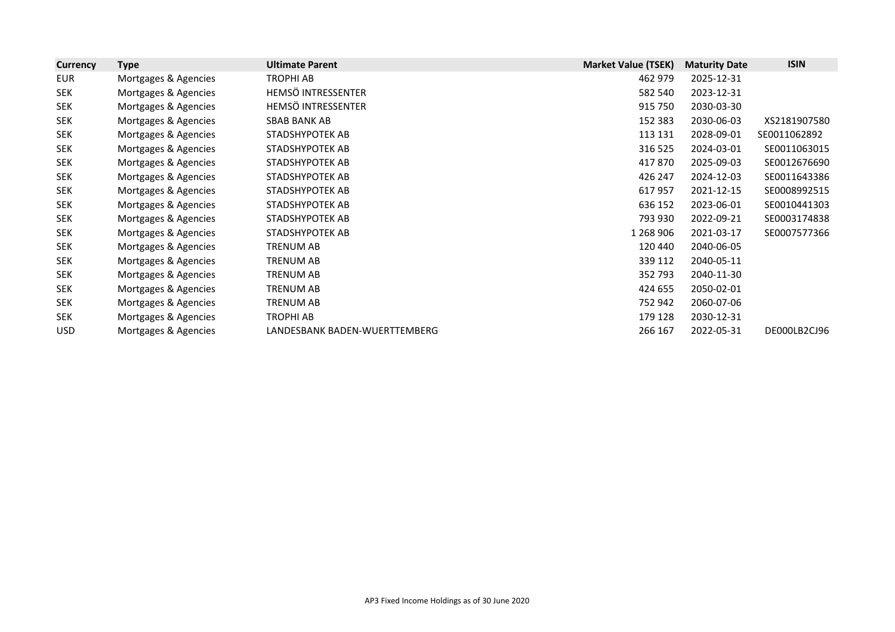| Currency | Type | Ultimate Parent | Market Value (TSEK) | Maturity Date | ISIN |
|---|---|---|---|---|---|
| EUR | Mortgages & Agencies | TROPHI AB | 462 979 | 2025-12-31 | |
| SEK | Mortgages & Agencies | HEMSÖ INTRESSENTER | 582 540 | 2023-12-31 | |
| SEK | Mortgages & Agencies | HEMSÖ INTRESSENTER | 915 750 | 2030-03-30 | |
| SEK | Mortgages & Agencies | SBAB BANK AB | 152 383 | 2030-06-03 | XS2181907580 |
| SEK | Mortgages & Agencies | STADSHYPOTEK AB | 113 131 | 2028-09-01 | SE0011062892 |
| SEK | Mortgages & Agencies | STADSHYPOTEK AB | 316 525 | 2024-03-01 | SE0011063015 |
| SEK | Mortgages & Agencies | STADSHYPOTEK AB | 417 870 | 2025-09-03 | SE0012676690 |
| SEK | Mortgages & Agencies | STADSHYPOTEK AB | 426 247 | 2024-12-03 | SE0011643386 |
| SEK | Mortgages & Agencies | STADSHYPOTEK AB | 617 957 | 2021-12-15 | SE0008992515 |
| SEK | Mortgages & Agencies | STADSHYPOTEK AB | 636 152 | 2023-06-01 | SE0010441303 |
| SEK | Mortgages & Agencies | STADSHYPOTEK AB | 793 930 | 2022-09-21 | SE0003174838 |
| SEK | Mortgages & Agencies | STADSHYPOTEK AB | 1 268 906 | 2021-03-17 | SE0007577366 |
| SEK | Mortgages & Agencies | TRENUM AB | 120 440 | 2040-06-05 | |
| SEK | Mortgages & Agencies | TRENUM AB | 339 112 | 2040-05-11 | |
| SEK | Mortgages & Agencies | TRENUM AB | 352 793 | 2040-11-30 | |
| SEK | Mortgages & Agencies | TRENUM AB | 424 655 | 2050-02-01 | |
| SEK | Mortgages & Agencies | TRENUM AB | 752 942 | 2060-07-06 | |
| SEK | Mortgages & Agencies | TROPHI AB | 179 128 | 2030-12-31 | |
| USD | Mortgages & Agencies | LANDESBANK BADEN-WUERTTEMBERG | 266 167 | 2022-05-31 | DE000LB2CJ96 |